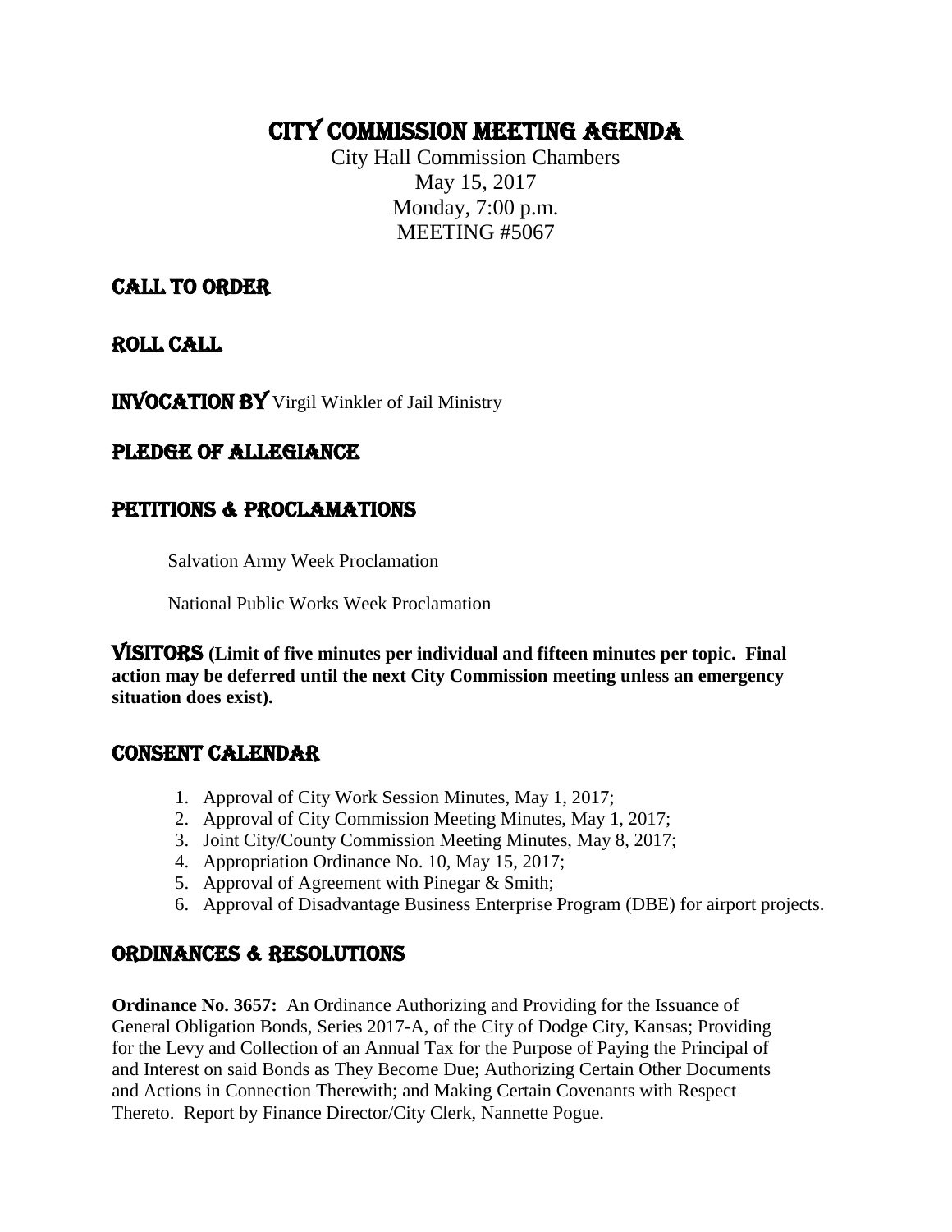# CITY COMMISSION MEETING AGENDA

City Hall Commission Chambers
May 15, 2017
Monday, 7:00 p.m.
MEETING #5067

## CALL TO ORDER

## ROLL CALL

## INVOCATION BY Virgil Winkler of Jail Ministry

## PLEDGE OF ALLEGIANCE

## PETITIONS & PROCLAMATIONS

Salvation Army Week Proclamation

National Public Works Week Proclamation

## VISITORS **(Limit of five minutes per individual and fifteen minutes per topic. Final action may be deferred until the next City Commission meeting unless an emergency situation does exist).**

## CONSENT CALENDAR

1. Approval of City Work Session Minutes, May 1, 2017;
2. Approval of City Commission Meeting Minutes, May 1, 2017;
3. Joint City/County Commission Meeting Minutes, May 8, 2017;
4. Appropriation Ordinance No. 10, May 15, 2017;
5. Approval of Agreement with Pinegar & Smith;
6. Approval of Disadvantage Business Enterprise Program (DBE) for airport projects.

## ORDINANCES & RESOLUTIONS

**Ordinance No. 3657:** An Ordinance Authorizing and Providing for the Issuance of General Obligation Bonds, Series 2017-A, of the City of Dodge City, Kansas; Providing for the Levy and Collection of an Annual Tax for the Purpose of Paying the Principal of and Interest on said Bonds as They Become Due; Authorizing Certain Other Documents and Actions in Connection Therewith; and Making Certain Covenants with Respect Thereto. Report by Finance Director/City Clerk, Nannette Pogue.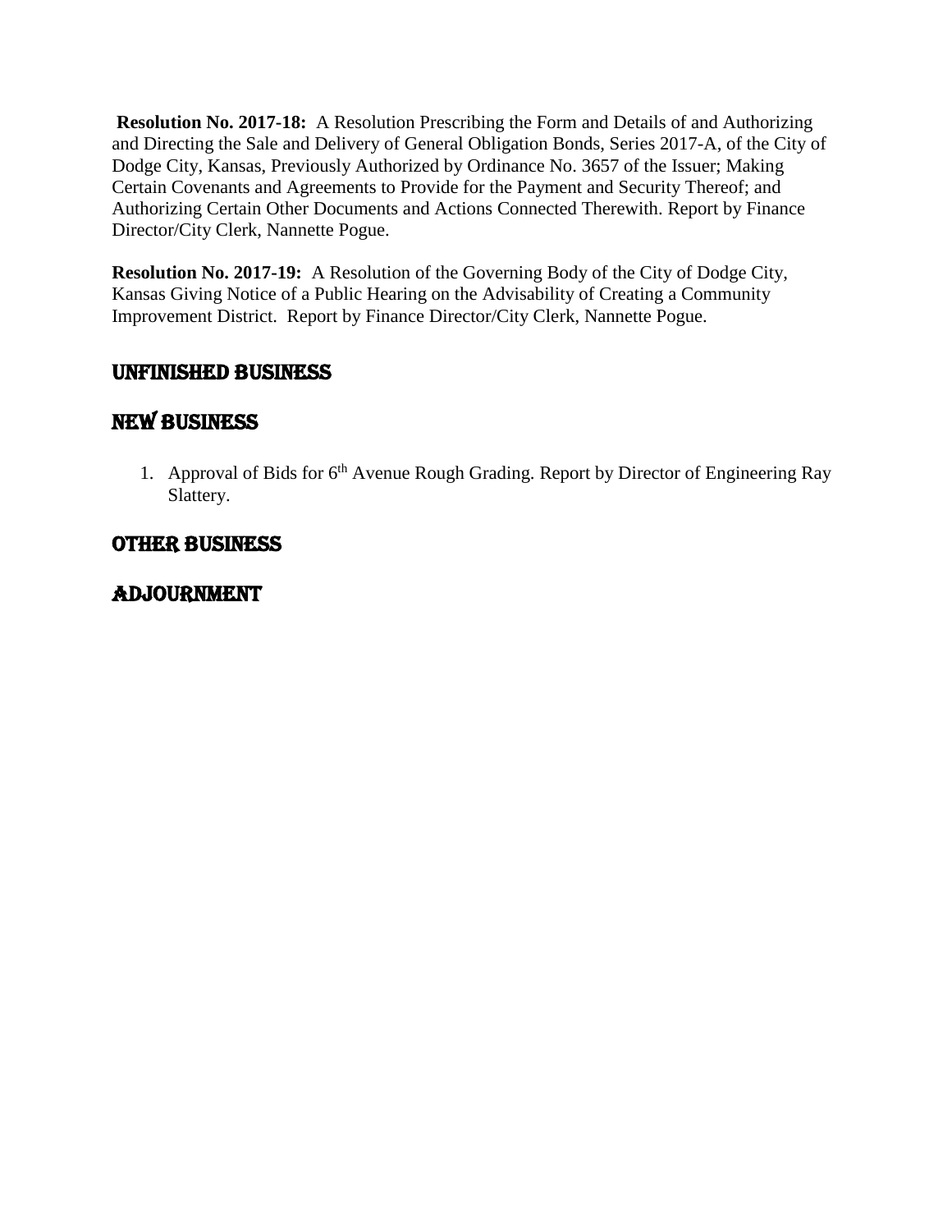**Resolution No. 2017-18:** A Resolution Prescribing the Form and Details of and Authorizing and Directing the Sale and Delivery of General Obligation Bonds, Series 2017-A, of the City of Dodge City, Kansas, Previously Authorized by Ordinance No. 3657 of the Issuer; Making Certain Covenants and Agreements to Provide for the Payment and Security Thereof; and Authorizing Certain Other Documents and Actions Connected Therewith. Report by Finance Director/City Clerk, Nannette Pogue.

**Resolution No. 2017-19:** A Resolution of the Governing Body of the City of Dodge City, Kansas Giving Notice of a Public Hearing on the Advisability of Creating a Community Improvement District. Report by Finance Director/City Clerk, Nannette Pogue.

## UNFINISHED BUSINESS

## NEW BUSINESS

1. Approval of Bids for 6th Avenue Rough Grading. Report by Director of Engineering Ray Slattery.

## OTHER BUSINESS

## ADJOURNMENT